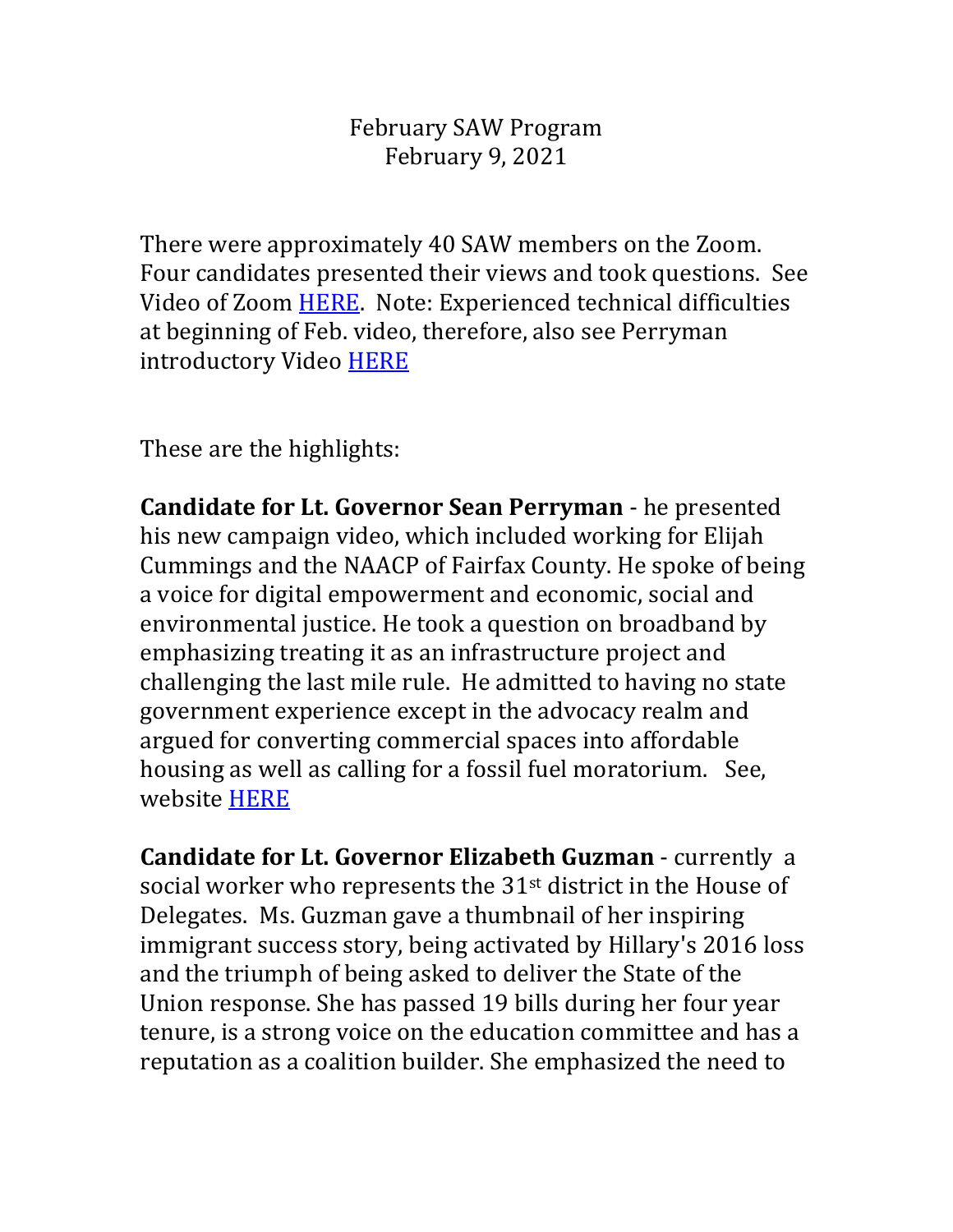February SAW Program
February 9, 2021

There were approximately 40 SAW members on the Zoom. Four candidates presented their views and took questions. See Video of Zoom HERE. Note: Experienced technical difficulties at beginning of Feb. video, therefore, also see Perryman introductory Video HERE

These are the highlights:

**Candidate for Lt. Governor Sean Perryman** - he presented his new campaign video, which included working for Elijah Cummings and the NAACP of Fairfax County. He spoke of being a voice for digital empowerment and economic, social and environmental justice. He took a question on broadband by emphasizing treating it as an infrastructure project and challenging the last mile rule. He admitted to having no state government experience except in the advocacy realm and argued for converting commercial spaces into affordable housing as well as calling for a fossil fuel moratorium. See, website HERE

**Candidate for Lt. Governor Elizabeth Guzman** - currently a social worker who represents the 31st district in the House of Delegates. Ms. Guzman gave a thumbnail of her inspiring immigrant success story, being activated by Hillary's 2016 loss and the triumph of being asked to deliver the State of the Union response. She has passed 19 bills during her four year tenure, is a strong voice on the education committee and has a reputation as a coalition builder. She emphasized the need to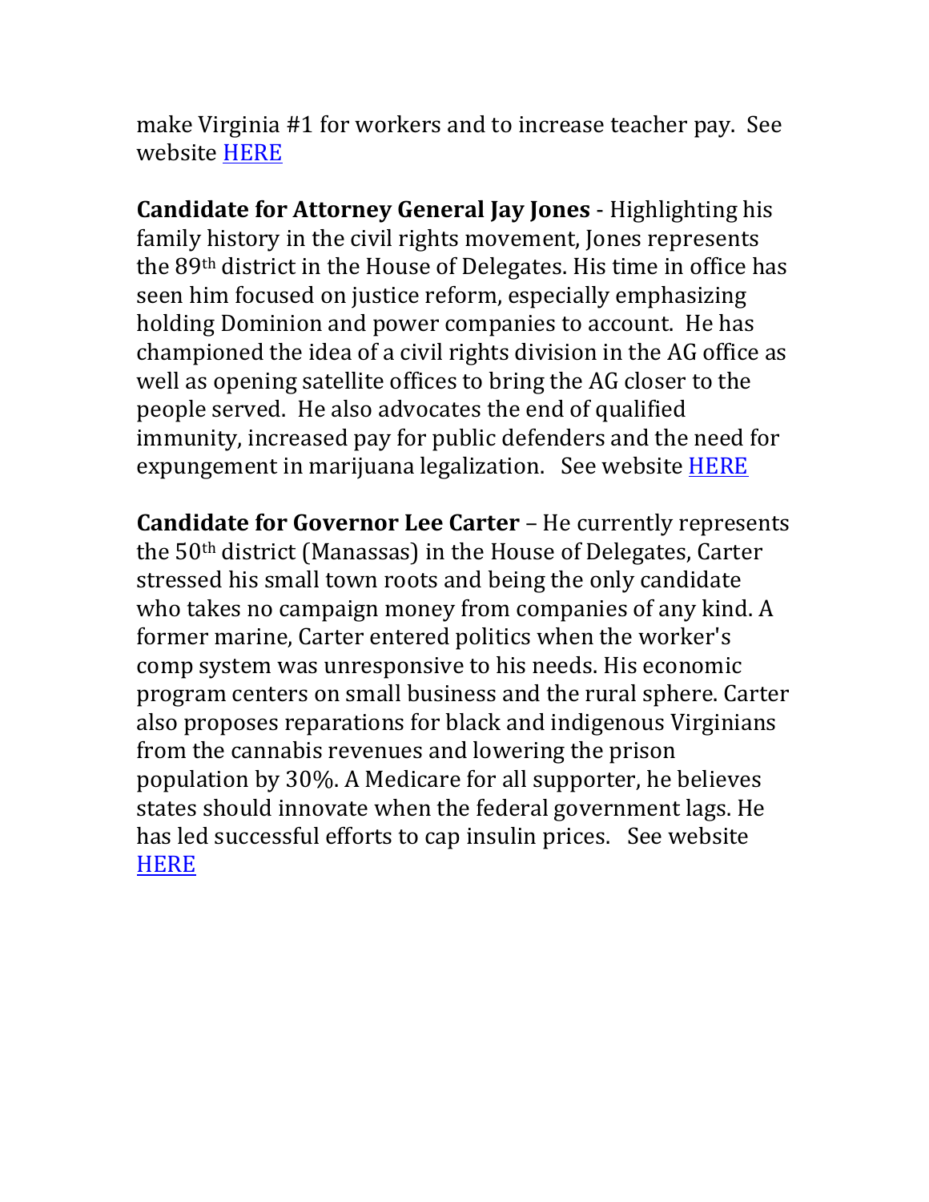make Virginia #1 for workers and to increase teacher pay. See website [HERE]

**Candidate for Attorney General Jay Jones** - Highlighting his family history in the civil rights movement, Jones represents the 89th district in the House of Delegates. His time in office has seen him focused on justice reform, especially emphasizing holding Dominion and power companies to account. He has championed the idea of a civil rights division in the AG office as well as opening satellite offices to bring the AG closer to the people served. He also advocates the end of qualified immunity, increased pay for public defenders and the need for expungement in marijuana legalization. See website [HERE]

**Candidate for Governor Lee Carter** – He currently represents the 50th district (Manassas) in the House of Delegates, Carter stressed his small town roots and being the only candidate who takes no campaign money from companies of any kind. A former marine, Carter entered politics when the worker's comp system was unresponsive to his needs. His economic program centers on small business and the rural sphere. Carter also proposes reparations for black and indigenous Virginians from the cannabis revenues and lowering the prison population by 30%. A Medicare for all supporter, he believes states should innovate when the federal government lags. He has led successful efforts to cap insulin prices. See website [HERE]